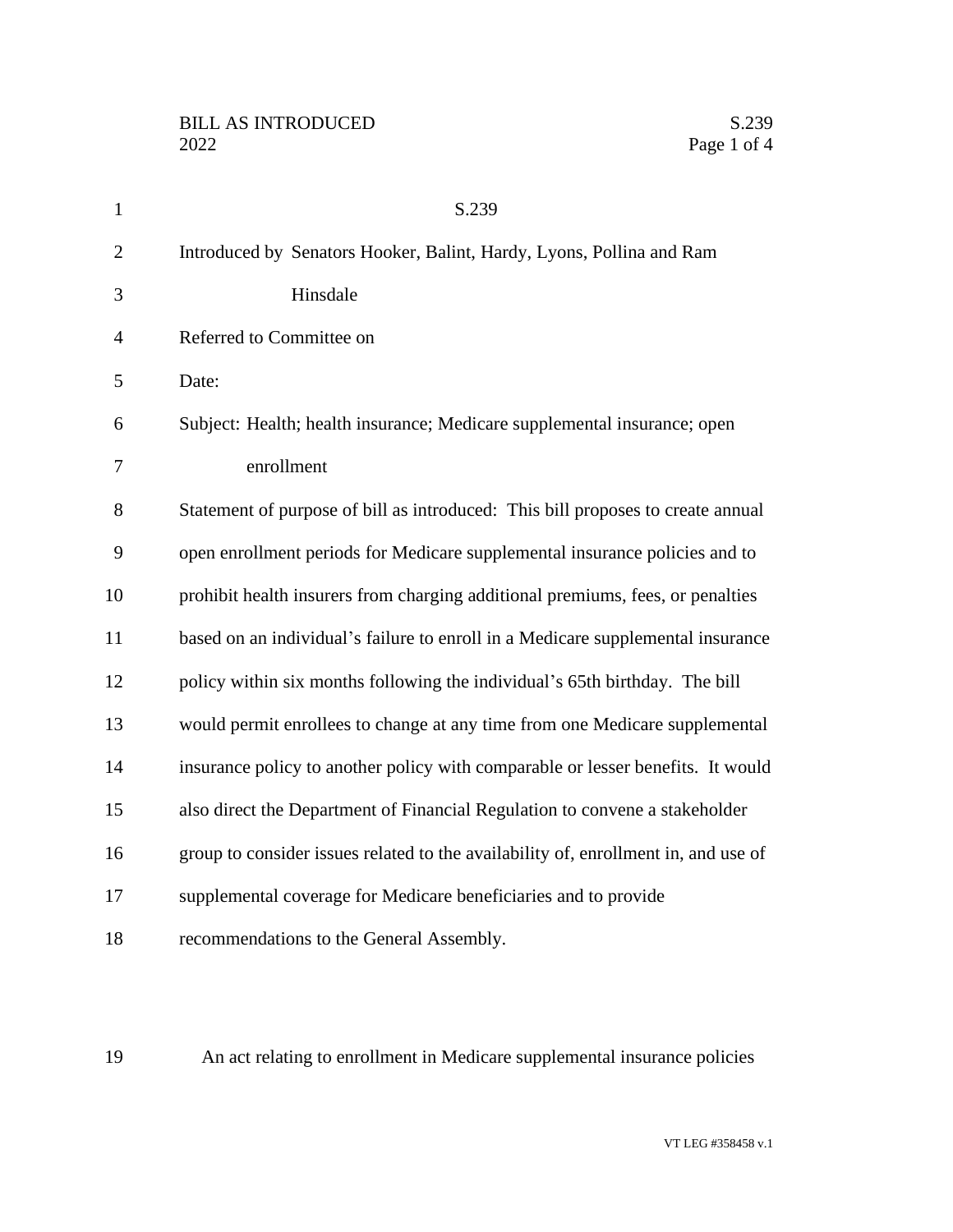S.239

Introduced by Senators Hooker, Balint, Hardy, Lyons, Pollina and Ram Hinsdale

Referred to Committee on

Date:

Subject: Health; health insurance; Medicare supplemental insurance; open enrollment

Statement of purpose of bill as introduced: This bill proposes to create annual open enrollment periods for Medicare supplemental insurance policies and to prohibit health insurers from charging additional premiums, fees, or penalties based on an individual's failure to enroll in a Medicare supplemental insurance policy within six months following the individual's 65th birthday. The bill would permit enrollees to change at any time from one Medicare supplemental insurance policy to another policy with comparable or lesser benefits. It would also direct the Department of Financial Regulation to convene a stakeholder group to consider issues related to the availability of, enrollment in, and use of supplemental coverage for Medicare beneficiaries and to provide recommendations to the General Assembly.

An act relating to enrollment in Medicare supplemental insurance policies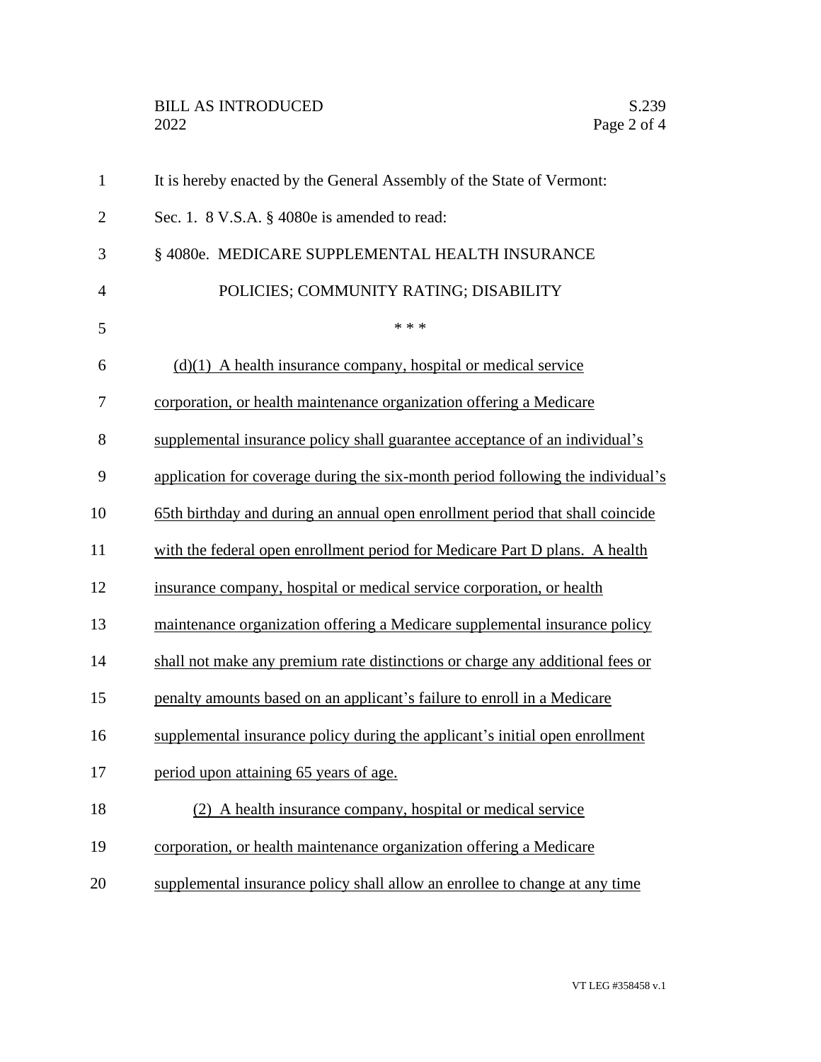It is hereby enacted by the General Assembly of the State of Vermont:

Sec. 1. 8 V.S.A. § 4080e is amended to read:

§ 4080e. MEDICARE SUPPLEMENTAL HEALTH INSURANCE POLICIES; COMMUNITY RATING; DISABILITY

\* \* \*

(d)(1) A health insurance company, hospital or medical service corporation, or health maintenance organization offering a Medicare supplemental insurance policy shall guarantee acceptance of an individual's application for coverage during the six-month period following the individual's 65th birthday and during an annual open enrollment period that shall coincide with the federal open enrollment period for Medicare Part D plans. A health insurance company, hospital or medical service corporation, or health maintenance organization offering a Medicare supplemental insurance policy shall not make any premium rate distinctions or charge any additional fees or penalty amounts based on an applicant's failure to enroll in a Medicare supplemental insurance policy during the applicant's initial open enrollment period upon attaining 65 years of age.

(2) A health insurance company, hospital or medical service corporation, or health maintenance organization offering a Medicare supplemental insurance policy shall allow an enrollee to change at any time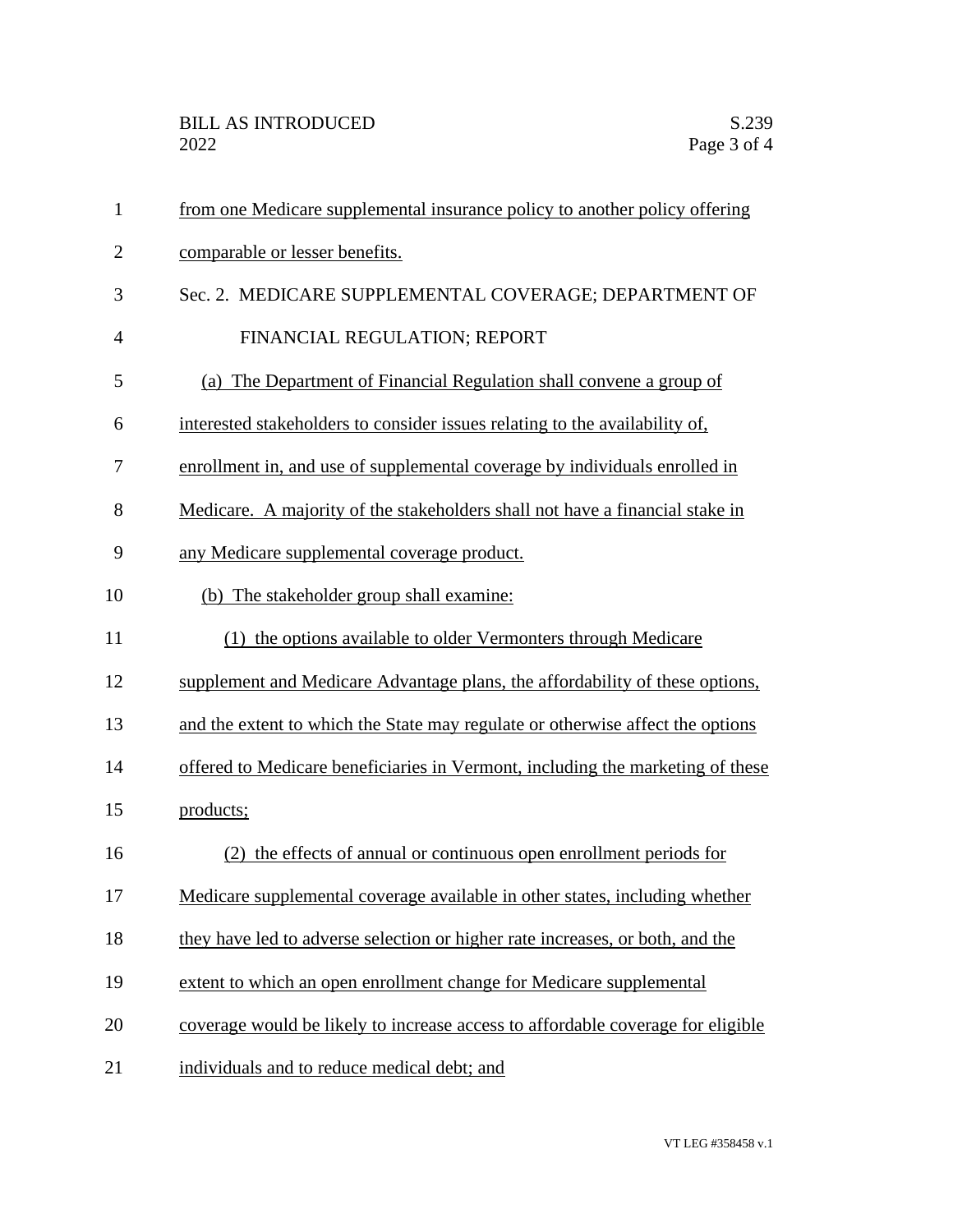from one Medicare supplemental insurance policy to another policy offering comparable or lesser benefits.

Sec. 2. MEDICARE SUPPLEMENTAL COVERAGE; DEPARTMENT OF FINANCIAL REGULATION; REPORT

(a) The Department of Financial Regulation shall convene a group of interested stakeholders to consider issues relating to the availability of, enrollment in, and use of supplemental coverage by individuals enrolled in Medicare. A majority of the stakeholders shall not have a financial stake in any Medicare supplemental coverage product.

(b) The stakeholder group shall examine:

(1) the options available to older Vermonters through Medicare supplement and Medicare Advantage plans, the affordability of these options, and the extent to which the State may regulate or otherwise affect the options offered to Medicare beneficiaries in Vermont, including the marketing of these products;

(2) the effects of annual or continuous open enrollment periods for Medicare supplemental coverage available in other states, including whether they have led to adverse selection or higher rate increases, or both, and the extent to which an open enrollment change for Medicare supplemental coverage would be likely to increase access to affordable coverage for eligible individuals and to reduce medical debt; and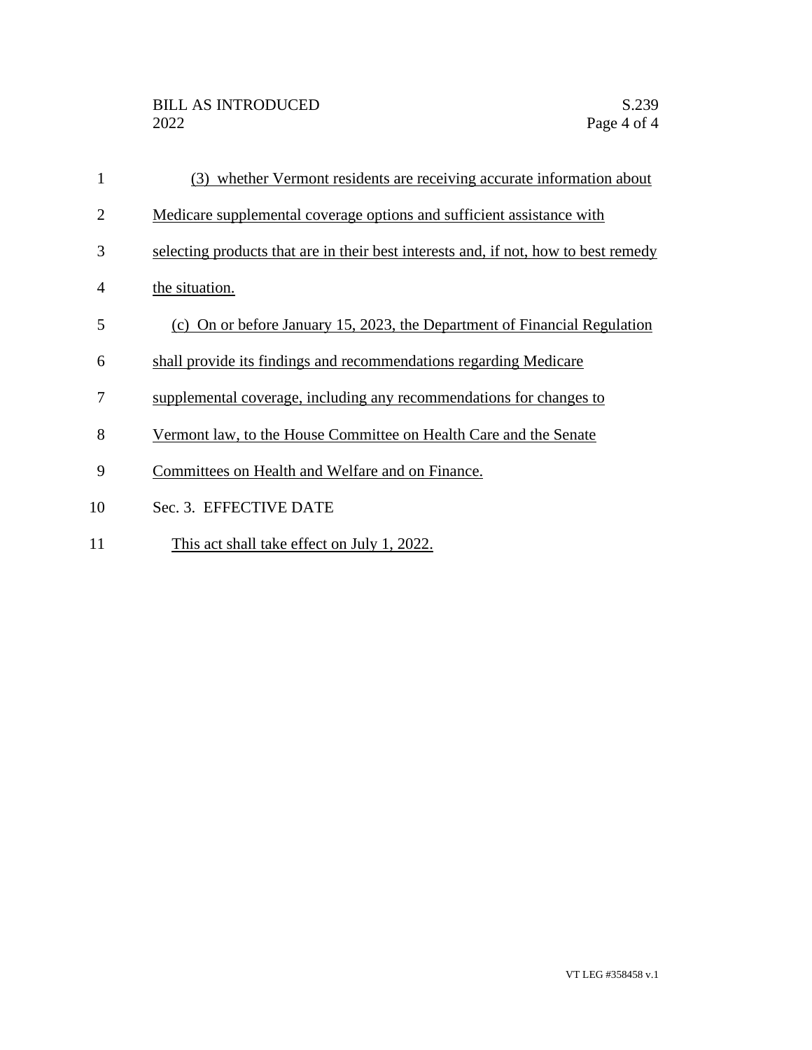(3) whether Vermont residents are receiving accurate information about Medicare supplemental coverage options and sufficient assistance with selecting products that are in their best interests and, if not, how to best remedy the situation.

(c) On or before January 15, 2023, the Department of Financial Regulation shall provide its findings and recommendations regarding Medicare supplemental coverage, including any recommendations for changes to Vermont law, to the House Committee on Health Care and the Senate Committees on Health and Welfare and on Finance.

Sec. 3. EFFECTIVE DATE

This act shall take effect on July 1, 2022.